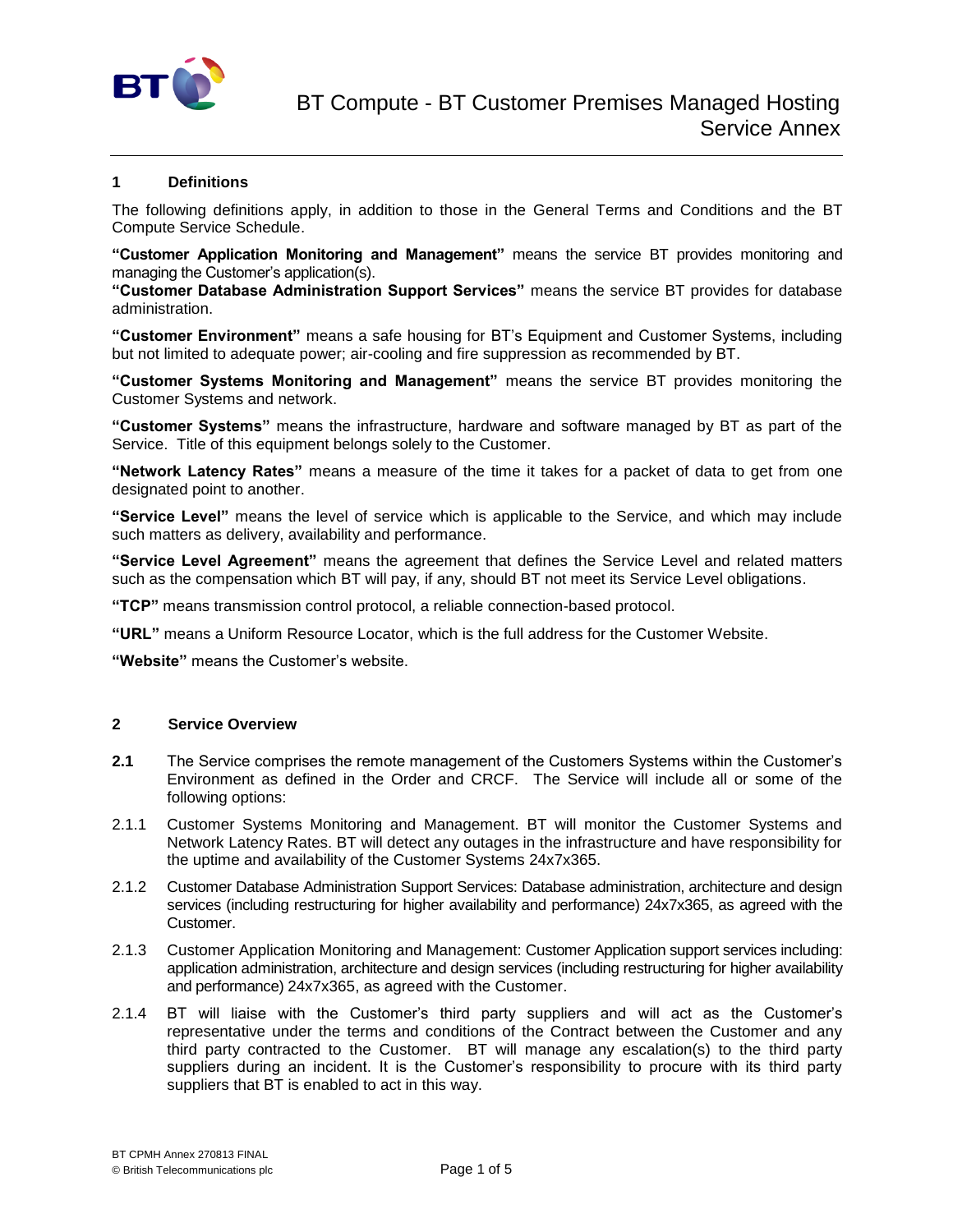# BT Compute - BT Customer Premises Managed Hosting Service Annex

## 1 Definitions

The following definitions apply, in addition to those in the General Terms and Conditions and the BT Compute Service Schedule.

**"Customer Application Monitoring and Management"** means the service BT provides monitoring and managing the Customer's application(s).

**"Customer Database Administration Support Services"** means the service BT provides for database administration.

**"Customer Environment"** means a safe housing for BT's Equipment and Customer Systems, including but not limited to adequate power; air-cooling and fire suppression as recommended by BT.

**"Customer Systems Monitoring and Management"** means the service BT provides monitoring the Customer Systems and network.

**"Customer Systems"** means the infrastructure, hardware and software managed by BT as part of the Service. Title of this equipment belongs solely to the Customer.

**"Network Latency Rates"** means a measure of the time it takes for a packet of data to get from one designated point to another.

**"Service Level"** means the level of service which is applicable to the Service, and which may include such matters as delivery, availability and performance.

**"Service Level Agreement"** means the agreement that defines the Service Level and related matters such as the compensation which BT will pay, if any, should BT not meet its Service Level obligations.

**"TCP"** means transmission control protocol, a reliable connection-based protocol.

**"URL"** means a Uniform Resource Locator, which is the full address for the Customer Website.

**"Website"** means the Customer's website.

## 2 Service Overview

**2.1** The Service comprises the remote management of the Customers Systems within the Customer's Environment as defined in the Order and CRCF. The Service will include all or some of the following options:

2.1.1 Customer Systems Monitoring and Management. BT will monitor the Customer Systems and Network Latency Rates. BT will detect any outages in the infrastructure and have responsibility for the uptime and availability of the Customer Systems 24x7x365.

2.1.2 Customer Database Administration Support Services: Database administration, architecture and design services (including restructuring for higher availability and performance) 24x7x365, as agreed with the Customer.

2.1.3 Customer Application Monitoring and Management: Customer Application support services including: application administration, architecture and design services (including restructuring for higher availability and performance) 24x7x365, as agreed with the Customer.

2.1.4 BT will liaise with the Customer's third party suppliers and will act as the Customer's representative under the terms and conditions of the Contract between the Customer and any third party contracted to the Customer. BT will manage any escalation(s) to the third party suppliers during an incident. It is the Customer's responsibility to procure with its third party suppliers that BT is enabled to act in this way.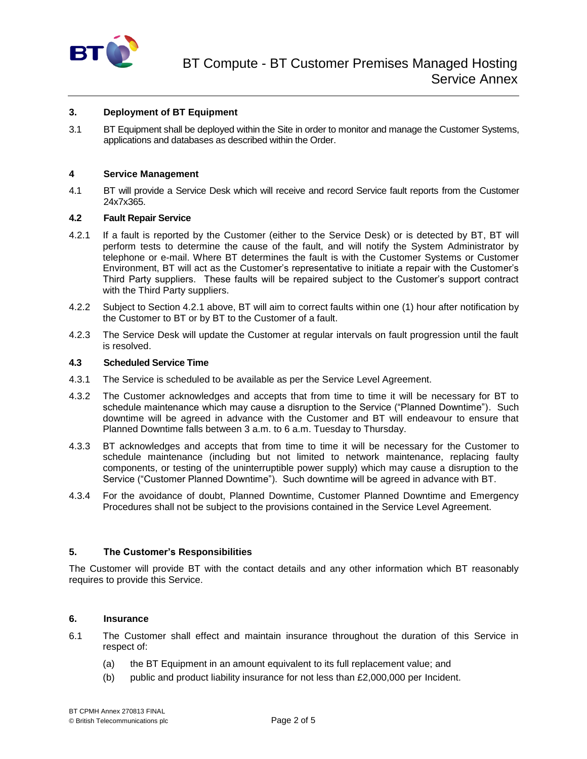## 3. Deployment of BT Equipment

3.1 BT Equipment shall be deployed within the Site in order to monitor and manage the Customer Systems, applications and databases as described within the Order.

## 4 Service Management

4.1 BT will provide a Service Desk which will receive and record Service fault reports from the Customer 24x7x365.

### 4.2 Fault Repair Service

4.2.1 If a fault is reported by the Customer (either to the Service Desk) or is detected by BT, BT will perform tests to determine the cause of the fault, and will notify the System Administrator by telephone or e-mail. Where BT determines the fault is with the Customer Systems or Customer Environment, BT will act as the Customer's representative to initiate a repair with the Customer's Third Party suppliers. These faults will be repaired subject to the Customer's support contract with the Third Party suppliers.

4.2.2 Subject to Section 4.2.1 above, BT will aim to correct faults within one (1) hour after notification by the Customer to BT or by BT to the Customer of a fault.

4.2.3 The Service Desk will update the Customer at regular intervals on fault progression until the fault is resolved.

### 4.3 Scheduled Service Time

4.3.1 The Service is scheduled to be available as per the Service Level Agreement.

4.3.2 The Customer acknowledges and accepts that from time to time it will be necessary for BT to schedule maintenance which may cause a disruption to the Service ("Planned Downtime"). Such downtime will be agreed in advance with the Customer and BT will endeavour to ensure that Planned Downtime falls between 3 a.m. to 6 a.m. Tuesday to Thursday.

4.3.3 BT acknowledges and accepts that from time to time it will be necessary for the Customer to schedule maintenance (including but not limited to network maintenance, replacing faulty components, or testing of the uninterruptible power supply) which may cause a disruption to the Service ("Customer Planned Downtime"). Such downtime will be agreed in advance with BT.

4.3.4 For the avoidance of doubt, Planned Downtime, Customer Planned Downtime and Emergency Procedures shall not be subject to the provisions contained in the Service Level Agreement.

## 5. The Customer's Responsibilities

The Customer will provide BT with the contact details and any other information which BT reasonably requires to provide this Service.

## 6. Insurance

6.1 The Customer shall effect and maintain insurance throughout the duration of this Service in respect of:

(a) the BT Equipment in an amount equivalent to its full replacement value; and

(b) public and product liability insurance for not less than £2,000,000 per Incident.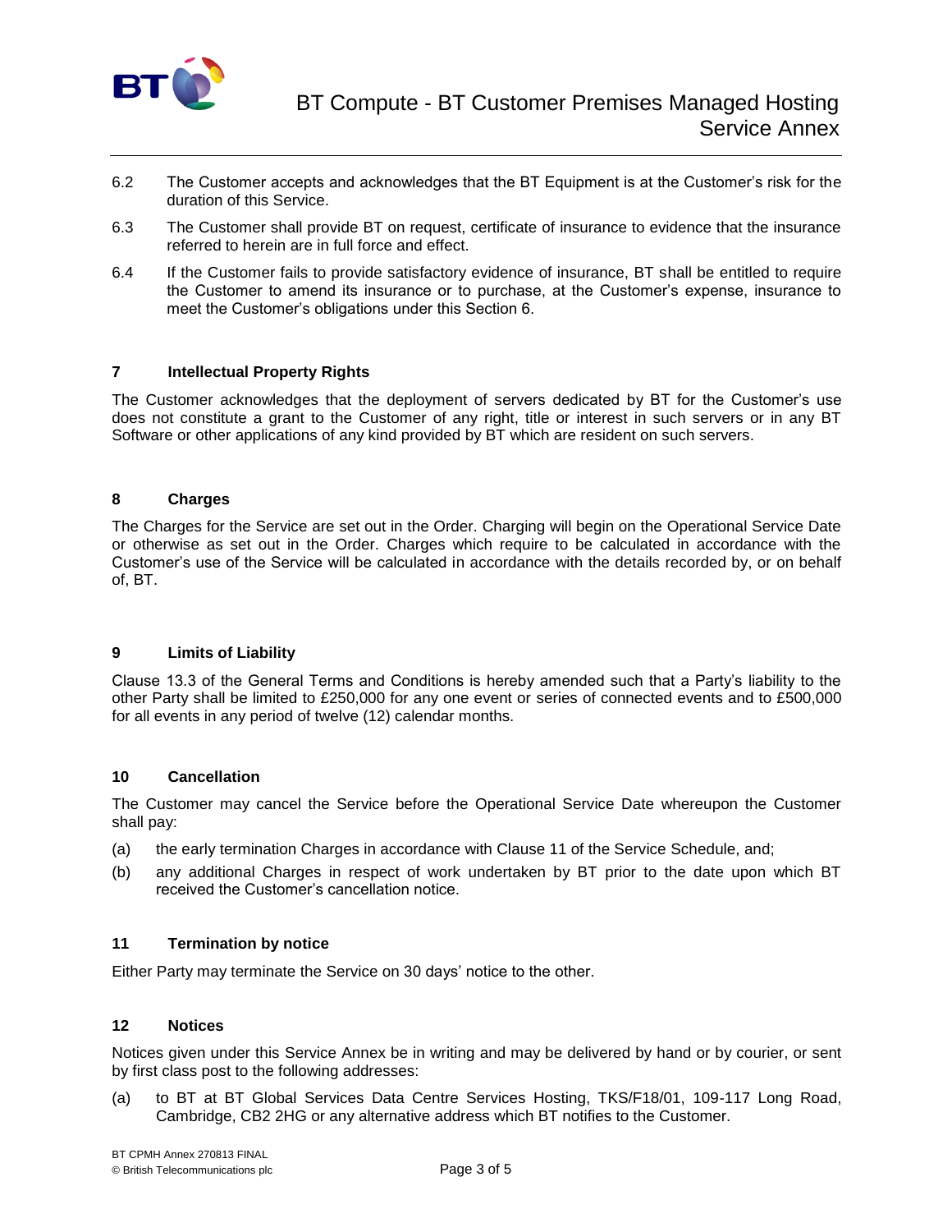6.2 The Customer accepts and acknowledges that the BT Equipment is at the Customer's risk for the duration of this Service.

6.3 The Customer shall provide BT on request, certificate of insurance to evidence that the insurance referred to herein are in full force and effect.

6.4 If the Customer fails to provide satisfactory evidence of insurance, BT shall be entitled to require the Customer to amend its insurance or to purchase, at the Customer's expense, insurance to meet the Customer's obligations under this Section 6.

## 7 Intellectual Property Rights

The Customer acknowledges that the deployment of servers dedicated by BT for the Customer's use does not constitute a grant to the Customer of any right, title or interest in such servers or in any BT Software or other applications of any kind provided by BT which are resident on such servers.

## 8 Charges

The Charges for the Service are set out in the Order. Charging will begin on the Operational Service Date or otherwise as set out in the Order. Charges which require to be calculated in accordance with the Customer's use of the Service will be calculated in accordance with the details recorded by, or on behalf of, BT.

## 9 Limits of Liability

Clause 13.3 of the General Terms and Conditions is hereby amended such that a Party's liability to the other Party shall be limited to £250,000 for any one event or series of connected events and to £500,000 for all events in any period of twelve (12) calendar months.

## 10 Cancellation

The Customer may cancel the Service before the Operational Service Date whereupon the Customer shall pay:

(a) the early termination Charges in accordance with Clause 11 of the Service Schedule, and;

(b) any additional Charges in respect of work undertaken by BT prior to the date upon which BT received the Customer's cancellation notice.

## 11 Termination by notice

Either Party may terminate the Service on 30 days' notice to the other.

## 12 Notices

Notices given under this Service Annex be in writing and may be delivered by hand or by courier, or sent by first class post to the following addresses:

(a) to BT at BT Global Services Data Centre Services Hosting, TKS/F18/01, 109-117 Long Road, Cambridge, CB2 2HG or any alternative address which BT notifies to the Customer.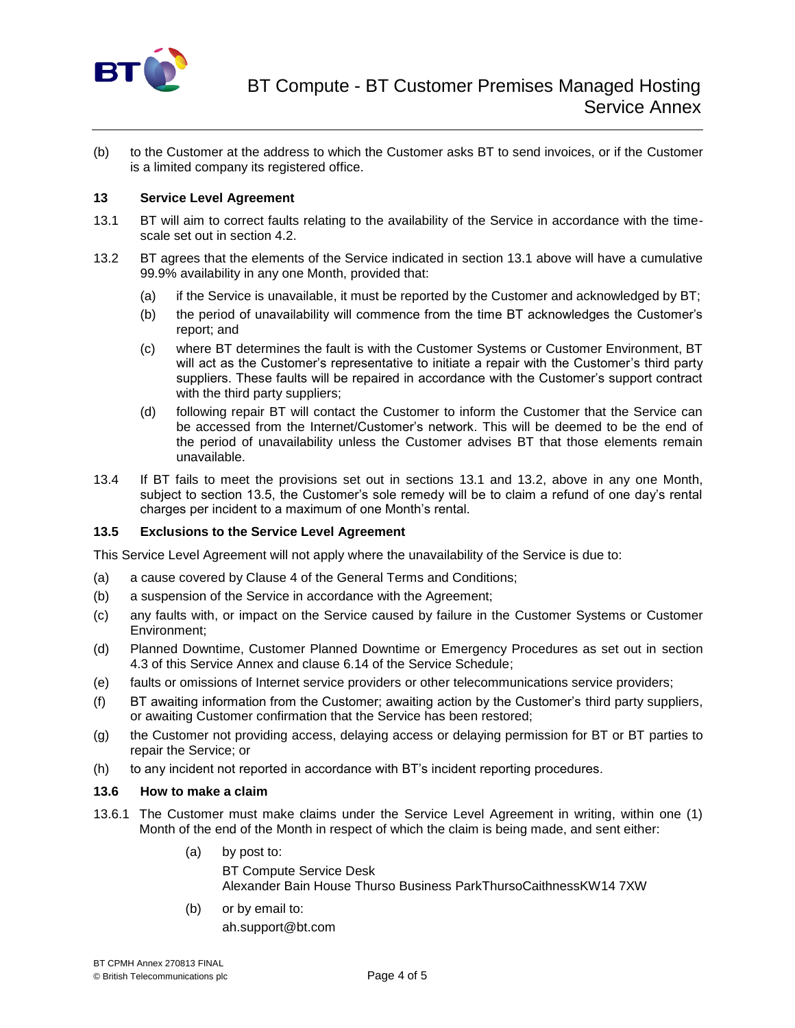(b) to the Customer at the address to which the Customer asks BT to send invoices, or if the Customer is a limited company its registered office.

## 13 Service Level Agreement

13.1 BT will aim to correct faults relating to the availability of the Service in accordance with the time-scale set out in section 4.2.

13.2 BT agrees that the elements of the Service indicated in section 13.1 above will have a cumulative 99.9% availability in any one Month, provided that:

- (a) if the Service is unavailable, it must be reported by the Customer and acknowledged by BT;
- (b) the period of unavailability will commence from the time BT acknowledges the Customer's report; and
- (c) where BT determines the fault is with the Customer Systems or Customer Environment, BT will act as the Customer's representative to initiate a repair with the Customer's third party suppliers. These faults will be repaired in accordance with the Customer's support contract with the third party suppliers;
- (d) following repair BT will contact the Customer to inform the Customer that the Service can be accessed from the Internet/Customer's network. This will be deemed to be the end of the period of unavailability unless the Customer advises BT that those elements remain unavailable.

13.4 If BT fails to meet the provisions set out in sections 13.1 and 13.2, above in any one Month, subject to section 13.5, the Customer's sole remedy will be to claim a refund of one day's rental charges per incident to a maximum of one Month's rental.

### 13.5 Exclusions to the Service Level Agreement

This Service Level Agreement will not apply where the unavailability of the Service is due to:

- (a) a cause covered by Clause 4 of the General Terms and Conditions;
- (b) a suspension of the Service in accordance with the Agreement;
- (c) any faults with, or impact on the Service caused by failure in the Customer Systems or Customer Environment;
- (d) Planned Downtime, Customer Planned Downtime or Emergency Procedures as set out in section 4.3 of this Service Annex and clause 6.14 of the Service Schedule;
- (e) faults or omissions of Internet service providers or other telecommunications service providers;
- (f) BT awaiting information from the Customer; awaiting action by the Customer's third party suppliers, or awaiting Customer confirmation that the Service has been restored;
- (g) the Customer not providing access, delaying access or delaying permission for BT or BT parties to repair the Service; or
- (h) to any incident not reported in accordance with BT's incident reporting procedures.

### 13.6 How to make a claim

13.6.1 The Customer must make claims under the Service Level Agreement in writing, within one (1) Month of the end of the Month in respect of which the claim is being made, and sent either:

- (a) by post to:

  BT Compute Service Desk
  Alexander Bain House Thurso Business ParkThursoCaithnessKW14 7XW

- (b) or by email to:

  ah.support@bt.com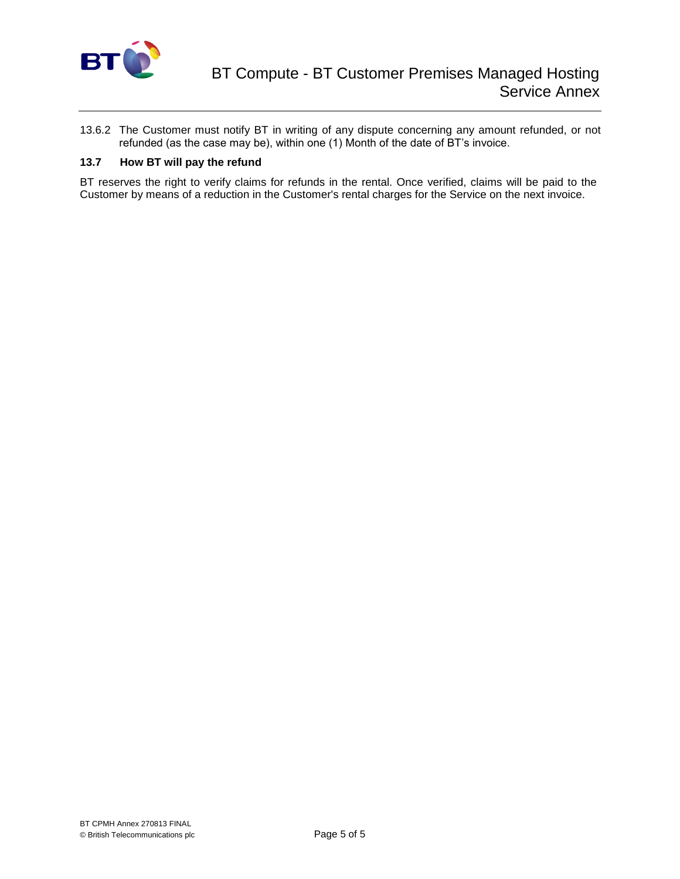13.6.2 The Customer must notify BT in writing of any dispute concerning any amount refunded, or not refunded (as the case may be), within one (1) Month of the date of BT's invoice.

### 13.7 How BT will pay the refund

BT reserves the right to verify claims for refunds in the rental. Once verified, claims will be paid to the Customer by means of a reduction in the Customer's rental charges for the Service on the next invoice.